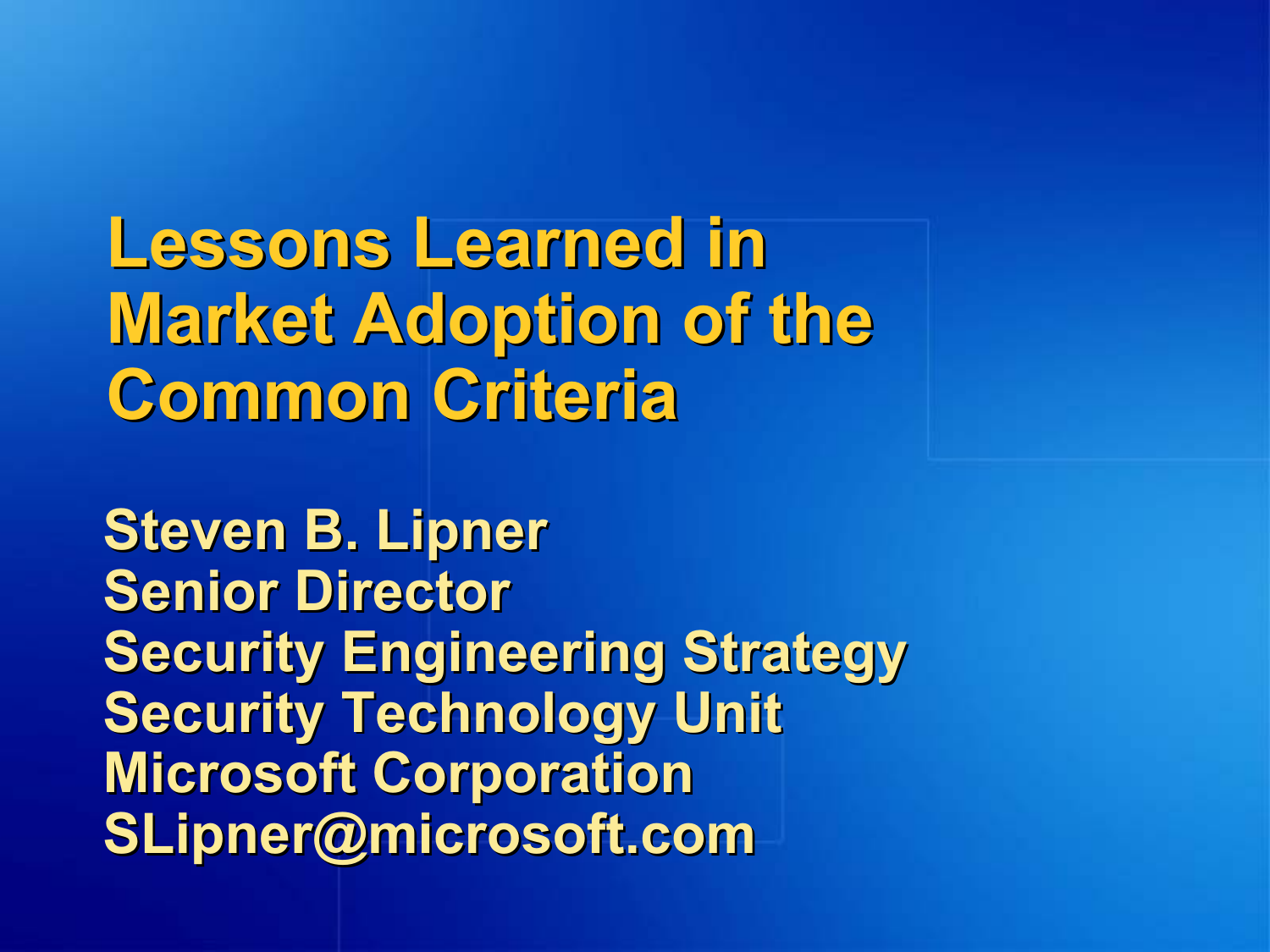# Lessons Learned in Market Adoption of the Common Criteria

**Steven B. Lipner**
**Senior Director**
**Security Engineering Strategy**
**Security Technology Unit**
**Microsoft Corporation**
**SLipner@microsoft.com**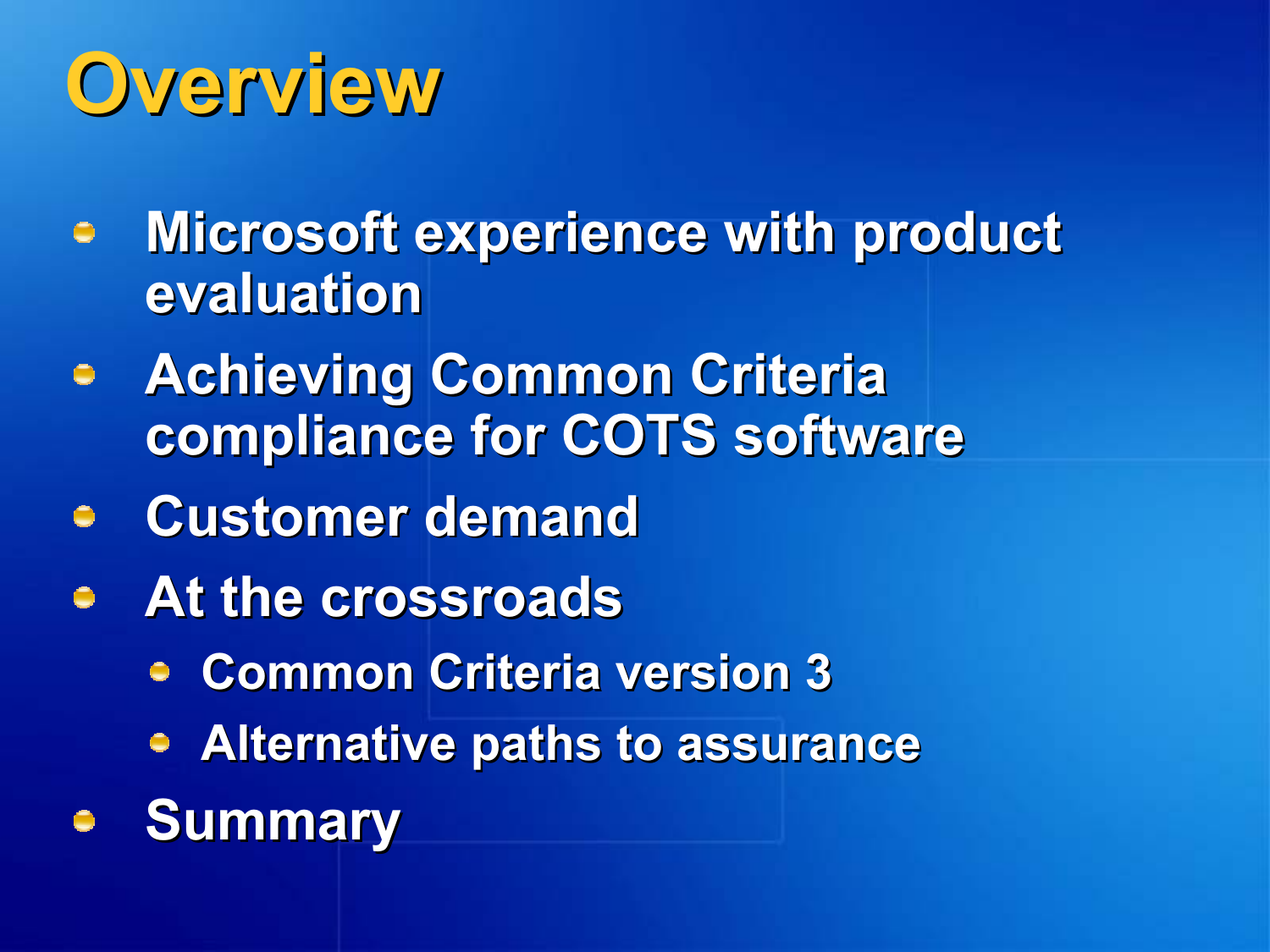# Overview

- Microsoft experience with product evaluation
- Achieving Common Criteria compliance for COTS software
- Customer demand
- At the crossroads
  - Common Criteria version 3
  - Alternative paths to assurance
- Summary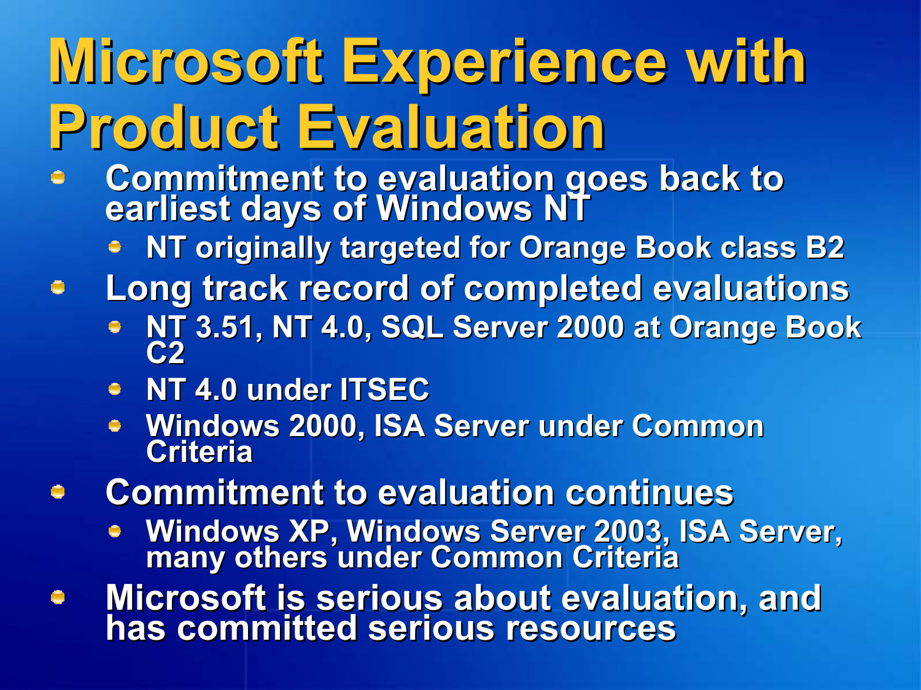# Microsoft Experience with Product Evaluation

- Commitment to evaluation goes back to earliest days of Windows NT
  - NT originally targeted for Orange Book class B2
- Long track record of completed evaluations
  - NT 3.51, NT 4.0, SQL Server 2000 at Orange Book C2
  - NT 4.0 under ITSEC
  - Windows 2000, ISA Server under Common Criteria
- Commitment to evaluation continues
  - Windows XP, Windows Server 2003, ISA Server, many others under Common Criteria
- Microsoft is serious about evaluation, and has committed serious resources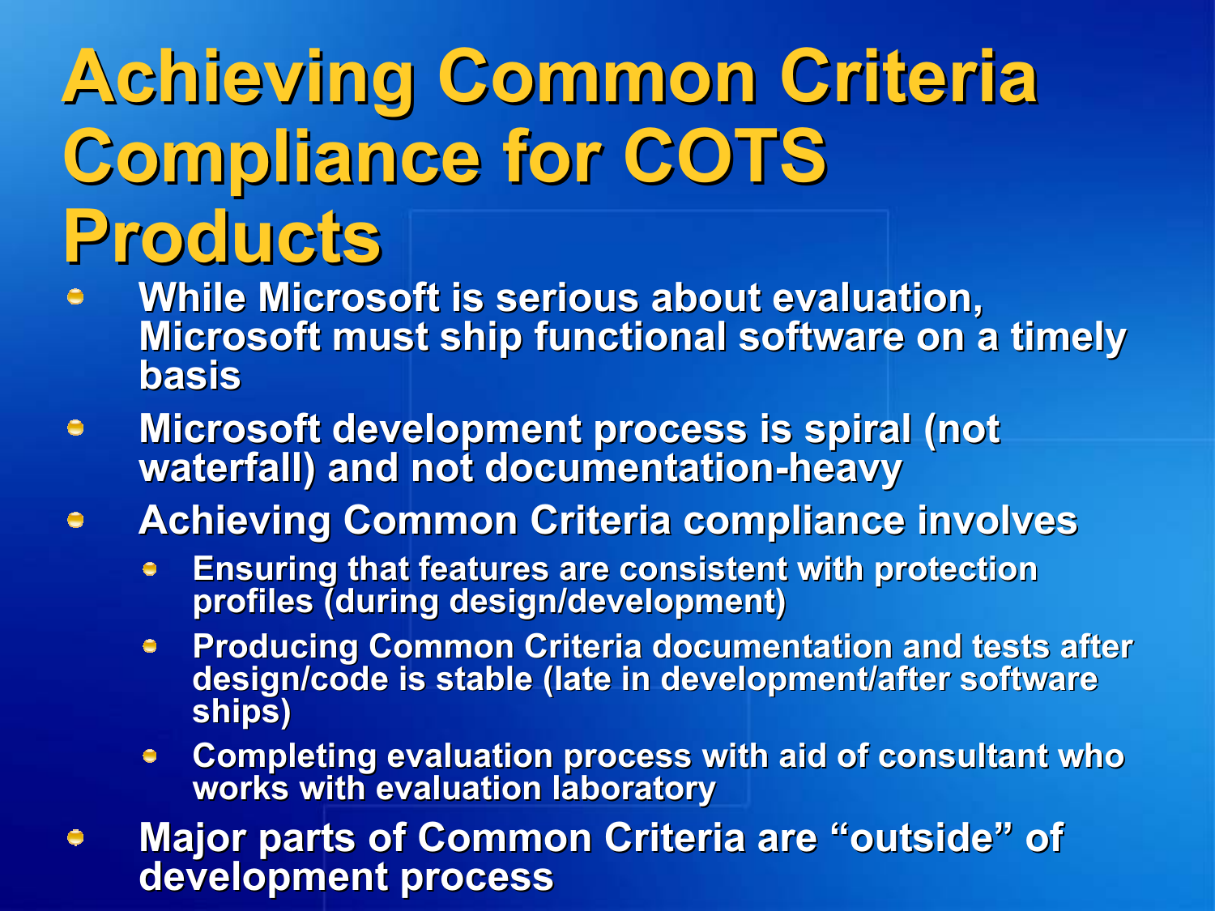# Achieving Common Criteria Compliance for COTS Products

- While Microsoft is serious about evaluation, Microsoft must ship functional software on a timely basis
- Microsoft development process is spiral (not waterfall) and not documentation-heavy
- Achieving Common Criteria compliance involves
  - Ensuring that features are consistent with protection profiles (during design/development)
  - Producing Common Criteria documentation and tests after design/code is stable (late in development/after software ships)
  - Completing evaluation process with aid of consultant who works with evaluation laboratory
- Major parts of Common Criteria are "outside" of development process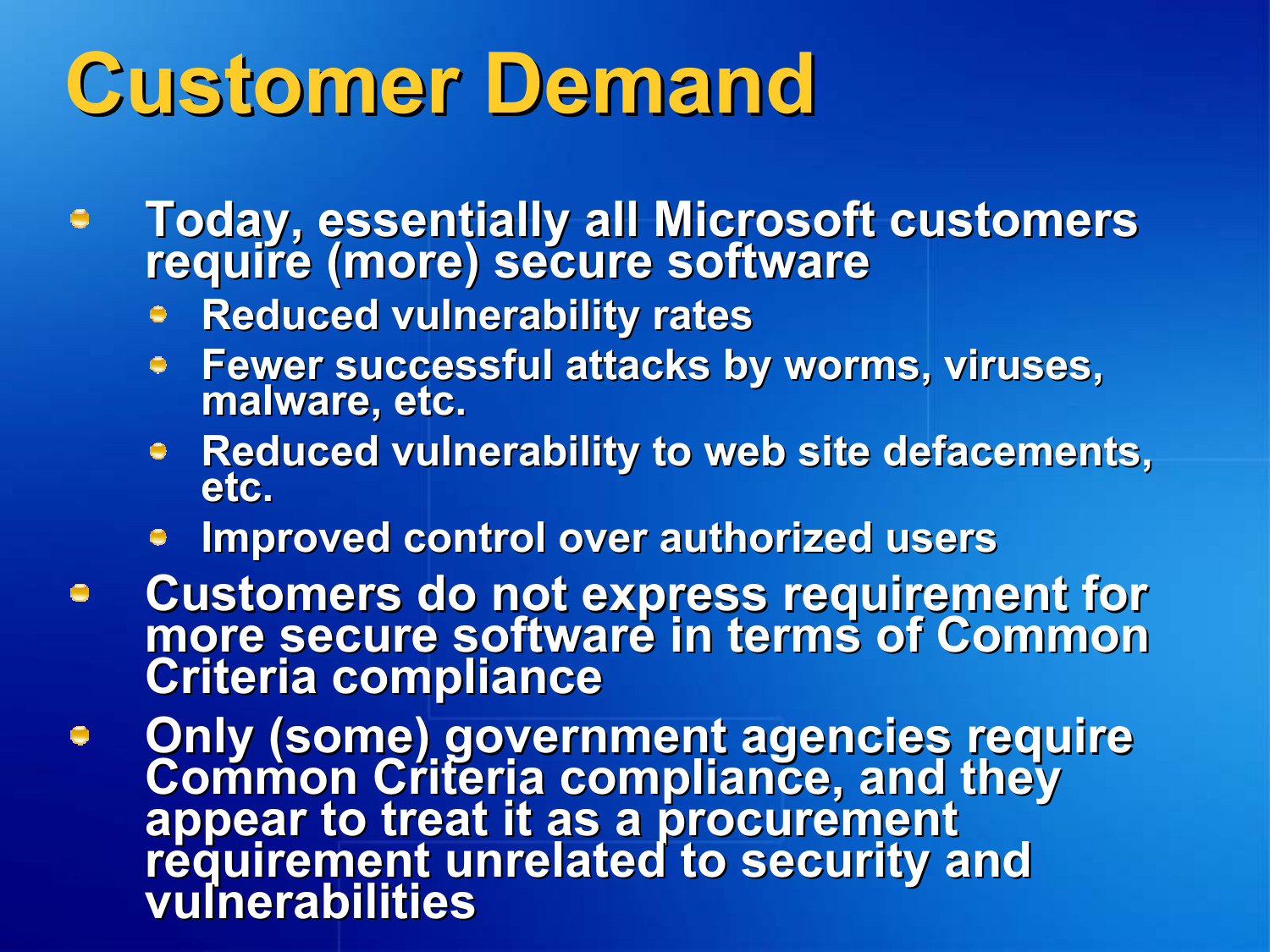# Customer Demand

- Today, essentially all Microsoft customers require (more) secure software
  - Reduced vulnerability rates
  - Fewer successful attacks by worms, viruses, malware, etc.
  - Reduced vulnerability to web site defacements, etc.
  - Improved control over authorized users
- Customers do not express requirement for more secure software in terms of Common Criteria compliance
- Only (some) government agencies require Common Criteria compliance, and they appear to treat it as a procurement requirement unrelated to security and vulnerabilities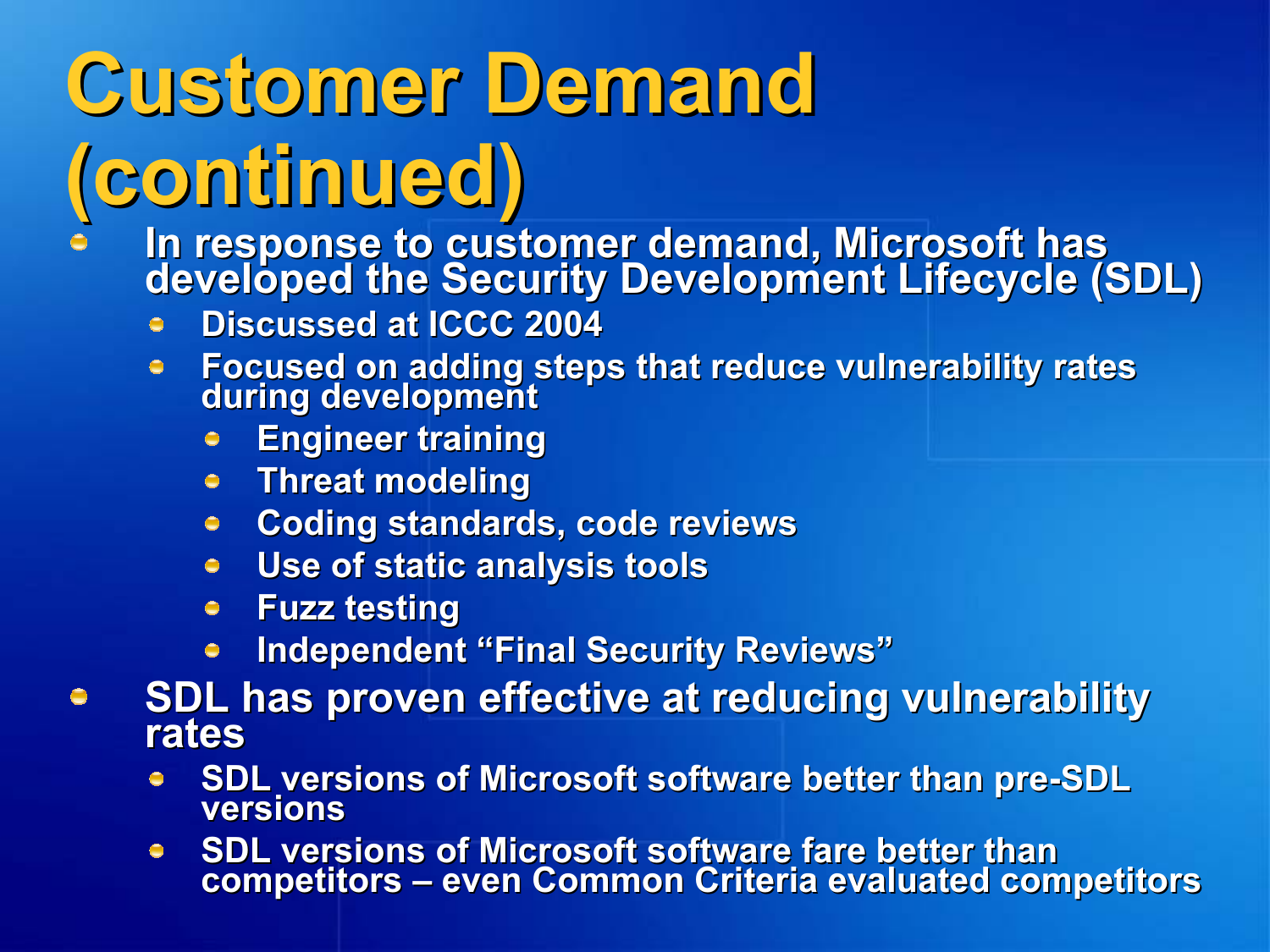# Customer Demand (continued)

- In response to customer demand, Microsoft has developed the Security Development Lifecycle (SDL)
  - Discussed at ICCC 2004
  - Focused on adding steps that reduce vulnerability rates during development
    - Engineer training
    - Threat modeling
    - Coding standards, code reviews
    - Use of static analysis tools
    - Fuzz testing
    - Independent “Final Security Reviews”
- SDL has proven effective at reducing vulnerability rates
  - SDL versions of Microsoft software better than pre-SDL versions
  - SDL versions of Microsoft software fare better than competitors – even Common Criteria evaluated competitors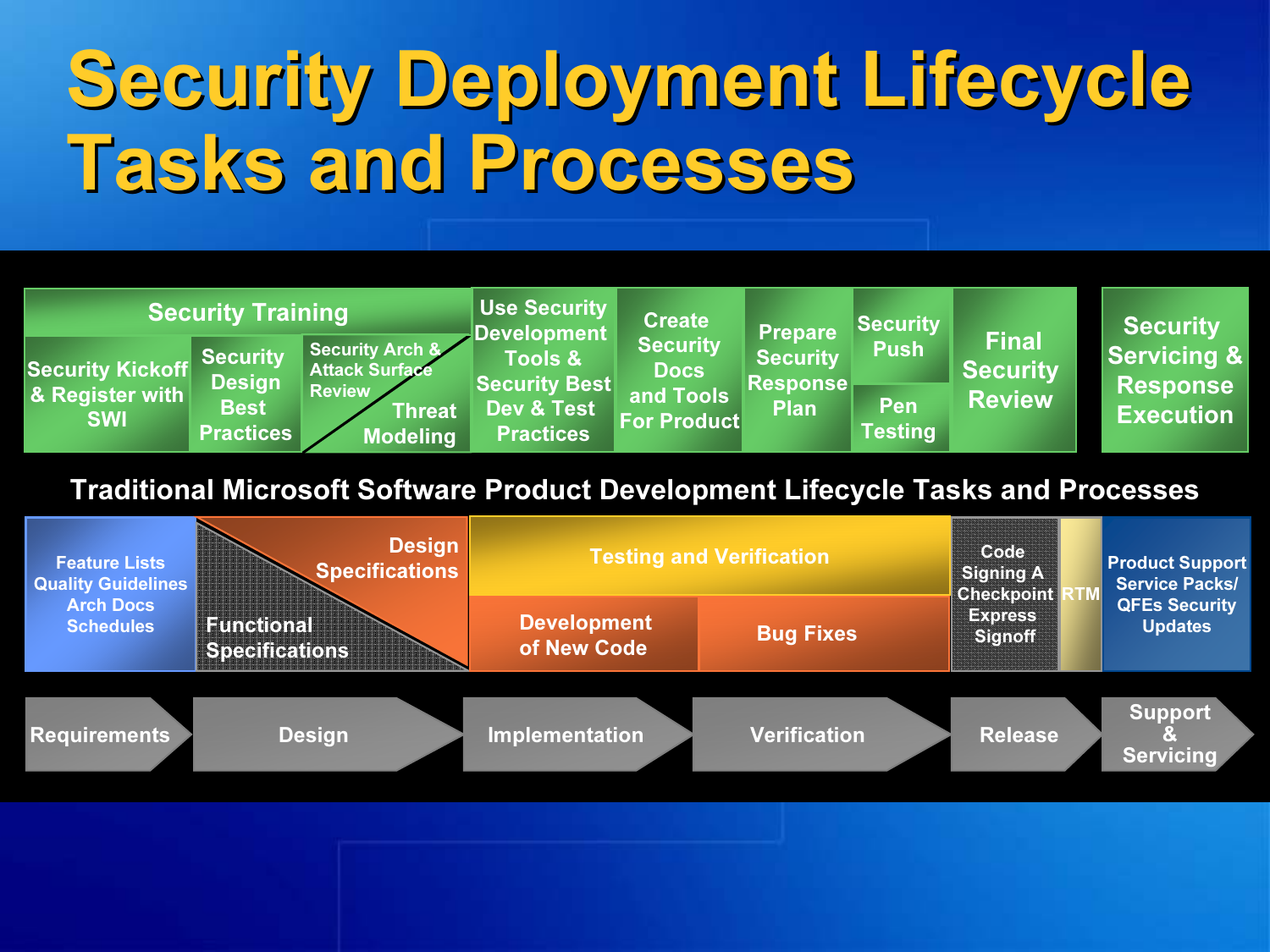# Security Deployment Lifecycle Tasks and Processes

| Requirements | Design | | Implementation | | Verification | | Release | Support & Servicing |
|---|---|---|---|---|---|---|---|---|
| Security Training | | | | | | | | Security Servicing & Response Execution |
| Security Kickoff & Register with SWI | Security Design Best Practices | Security Arch & Attack Surface Review / Threat Modeling | Use Security Development Tools & Security Best Dev & Test Practices | Create Security Docs and Tools For Product | Prepare Security Response Plan | Security Push / Pen Testing | Final Security Review | |

**Traditional Microsoft Software Product Development Lifecycle Tasks and Processes**

| Requirements | Design | Implementation | Verification | Release | | Support & Servicing |
|---|---|---|---|---|---|---|
| Feature Lists, Quality Guidelines, Arch Docs, Schedules | Design Specifications / Functional Specifications | Testing and Verification; Development of New Code | Testing and Verification; Bug Fixes | Code Signing A Checkpoint Express Signoff | RTM | Product Support, Service Packs/ QFEs Security Updates |

Requirements → Design → Implementation → Verification → Release → Support & Servicing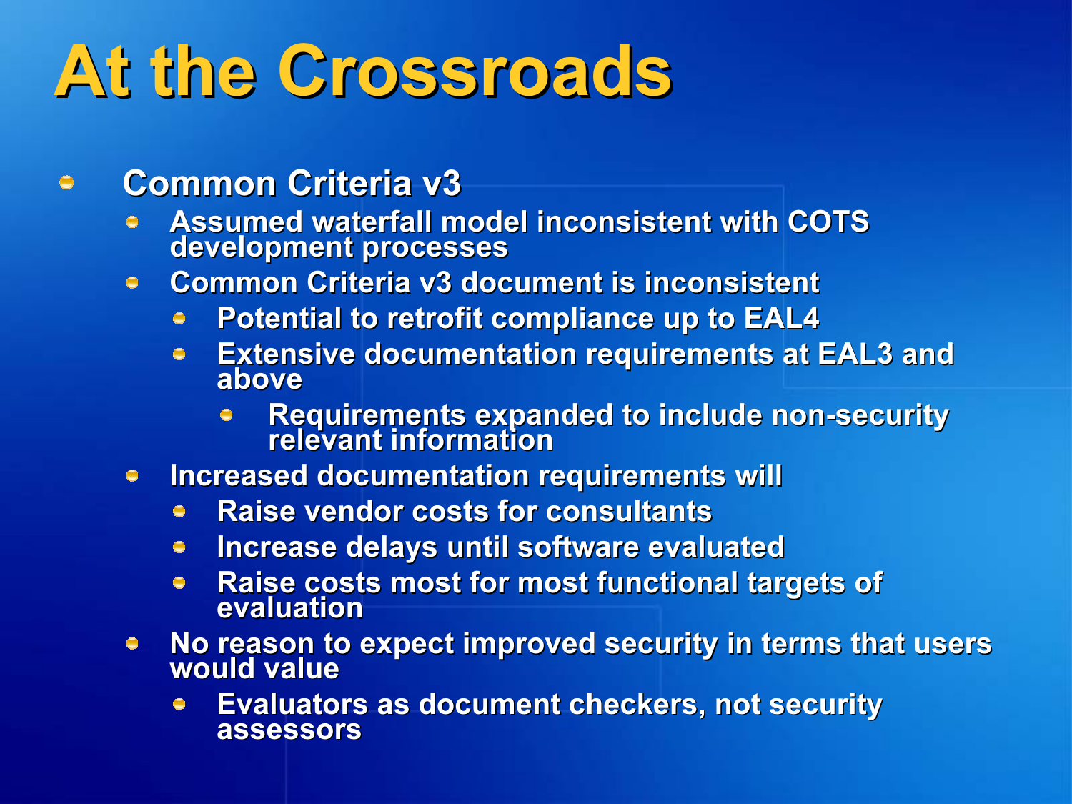# At the Crossroads

- Common Criteria v3
  - Assumed waterfall model inconsistent with COTS development processes
  - Common Criteria v3 document is inconsistent
    - Potential to retrofit compliance up to EAL4
    - Extensive documentation requirements at EAL3 and above
      - Requirements expanded to include non-security relevant information
  - Increased documentation requirements will
    - Raise vendor costs for consultants
    - Increase delays until software evaluated
    - Raise costs most for most functional targets of evaluation
  - No reason to expect improved security in terms that users would value
    - Evaluators as document checkers, not security assessors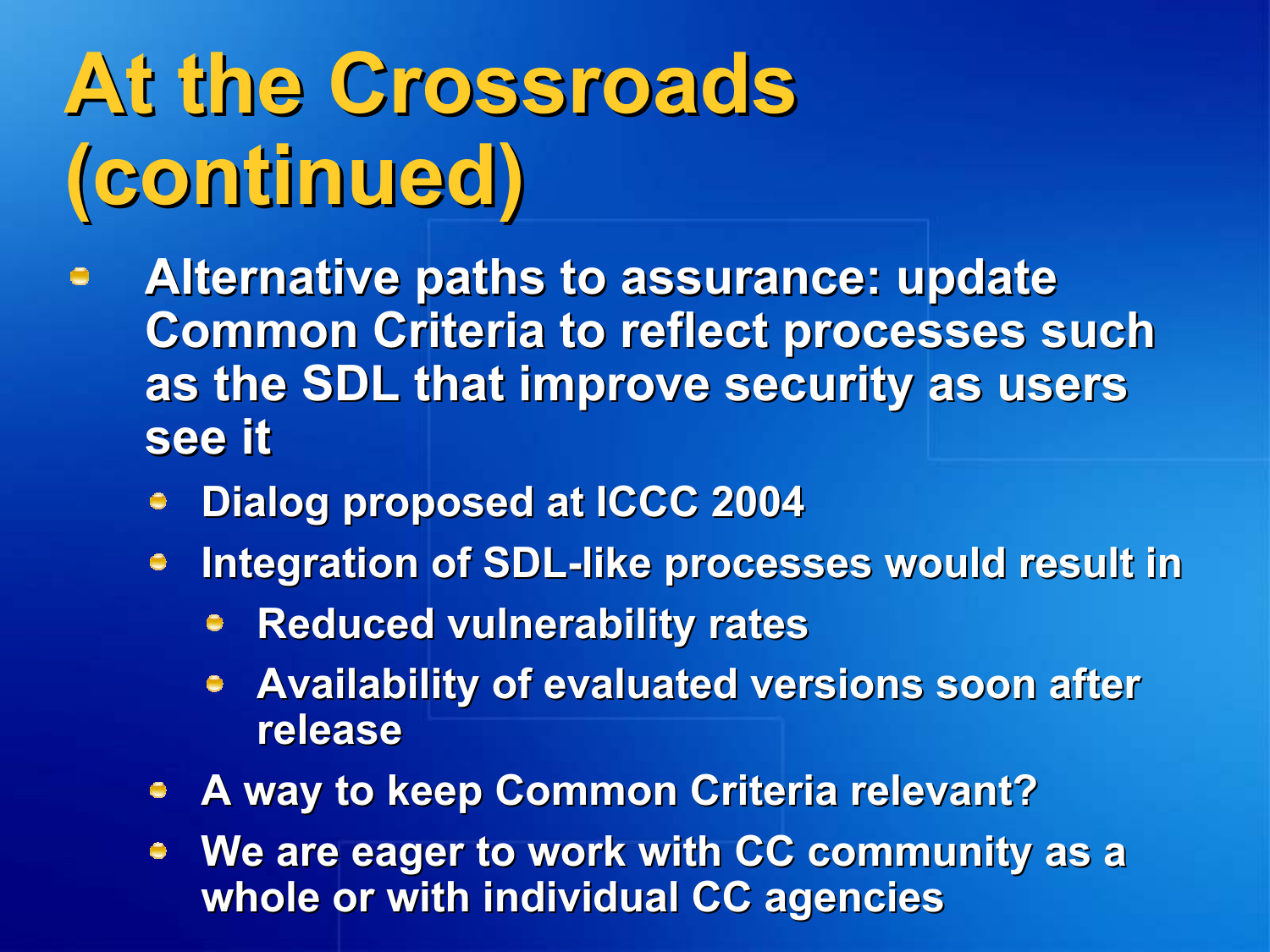# At the Crossroads (continued)

- Alternative paths to assurance: update Common Criteria to reflect processes such as the SDL that improve security as users see it
  - Dialog proposed at ICCC 2004
  - Integration of SDL-like processes would result in
    - Reduced vulnerability rates
    - Availability of evaluated versions soon after release
  - A way to keep Common Criteria relevant?
  - We are eager to work with CC community as a whole or with individual CC agencies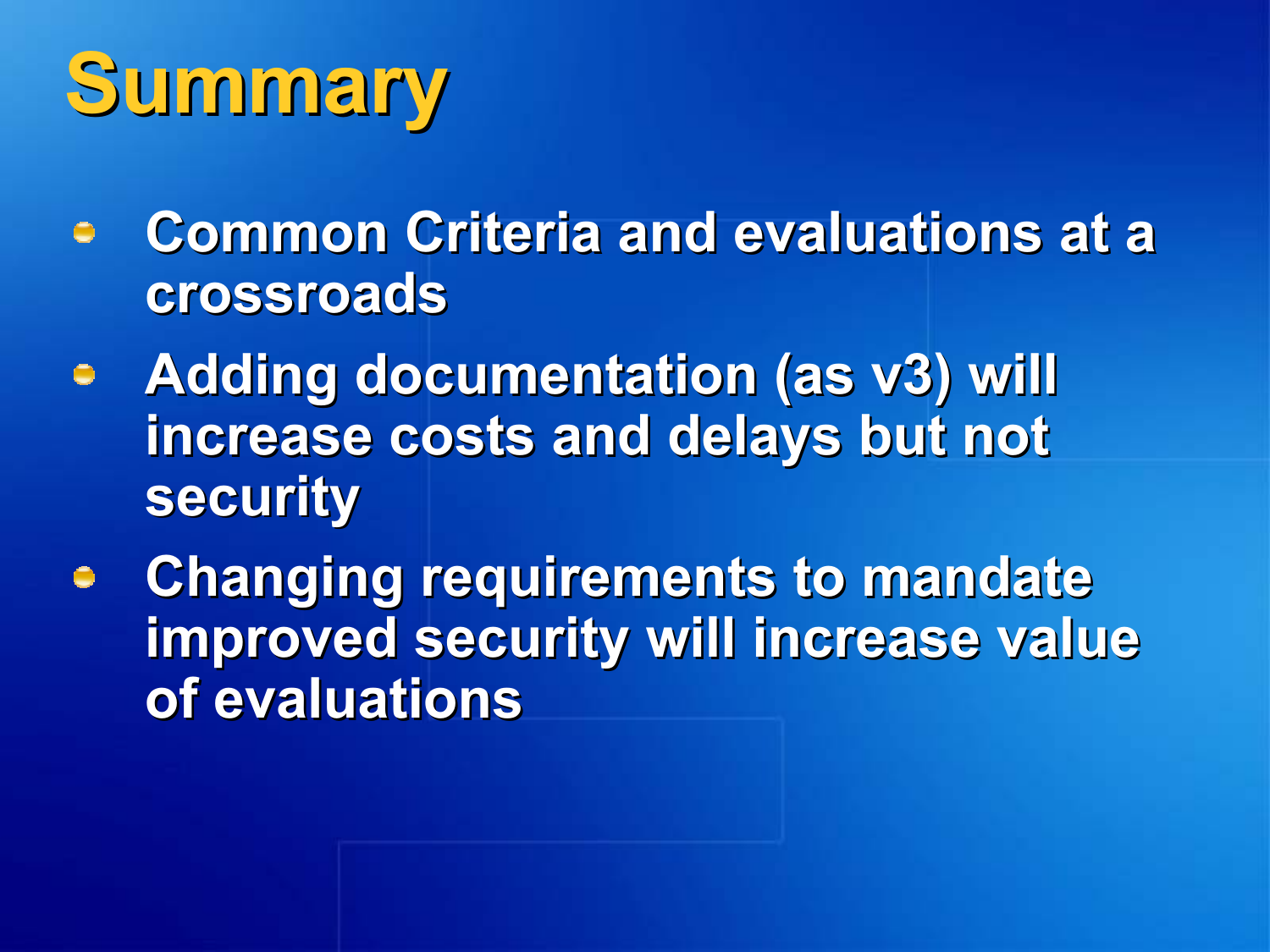# Summary

- Common Criteria and evaluations at a crossroads
- Adding documentation (as v3) will increase costs and delays but not security
- Changing requirements to mandate improved security will increase value of evaluations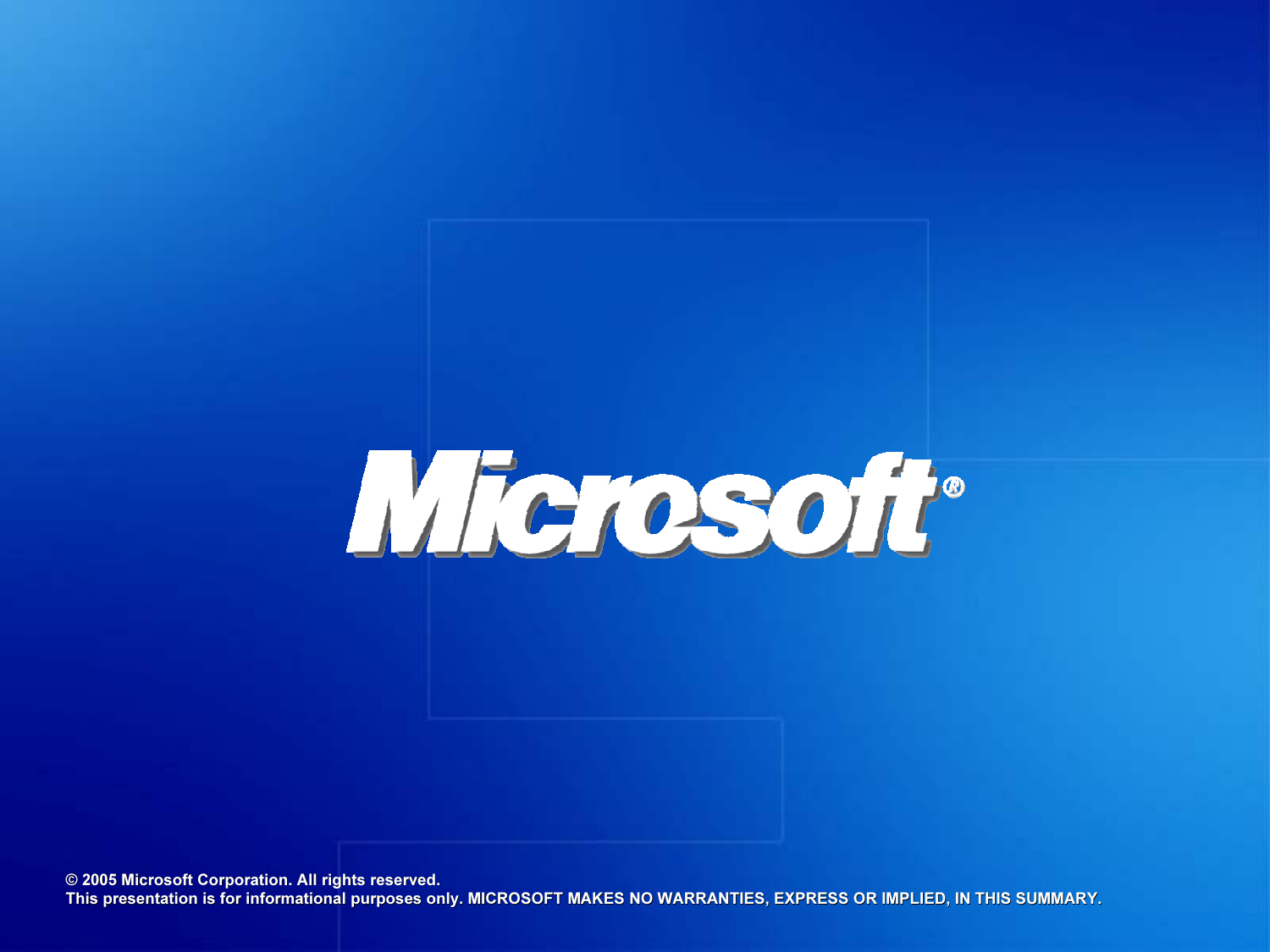Microsoft®

© 2005 Microsoft Corporation. All rights reserved.
This presentation is for informational purposes only. MICROSOFT MAKES NO WARRANTIES, EXPRESS OR IMPLIED, IN THIS SUMMARY.